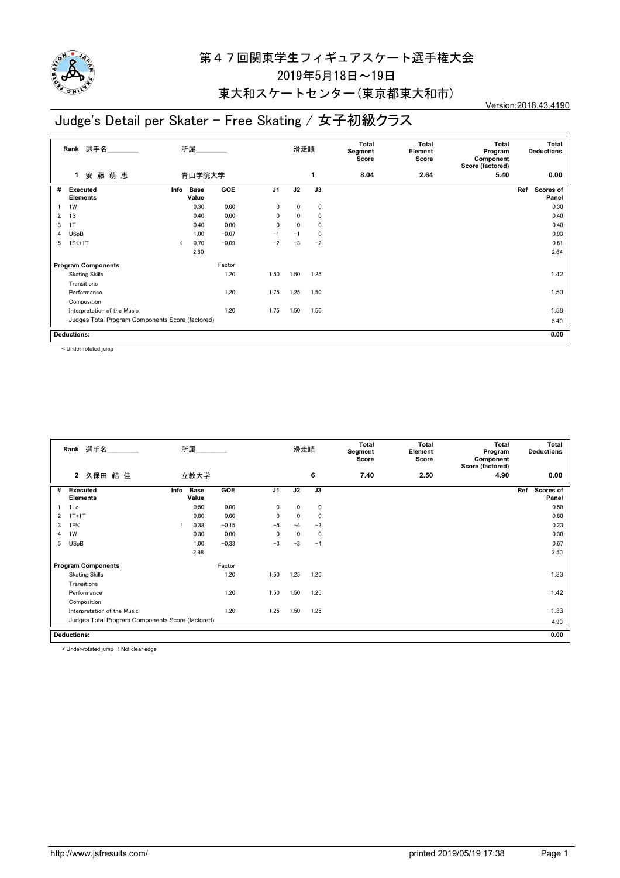# 第４７回関東学生フィギュアスケート選手権大会

2019年5月18日～19日

東大和スケートセンター(東京都東大和市)

Version:2018.43.4190

## Judge's Detail per Skater - Free Skating / 女子初級クラス

| Rank | 選手名 | 所属 | 滑走順 | Total Segment Score | Total Element Score | Total Program Component Score (factored) | Total Deductions |
|---|---|---|---|---|---|---|---|
| 1 | 安 藤 萌 恵 | 青山学院大学 | 1 | 8.04 | 2.64 | 5.40 | 0.00 |

| # | Executed Elements | Info | Base Value | GOE | J1 | J2 | J3 | Ref | Scores of Panel |
|---|---|---|---|---|---|---|---|---|---|
| 1 | 1W | | 0.30 | 0.00 | 0 | 0 | 0 | | 0.30 |
| 2 | 1S | | 0.40 | 0.00 | 0 | 0 | 0 | | 0.40 |
| 3 | 1T | | 0.40 | 0.00 | 0 | 0 | 0 | | 0.40 |
| 4 | USpB | | 1.00 | −0.07 | −1 | −1 | 0 | | 0.93 |
| 5 | 1S<+1T | < | 0.70 | −0.09 | −2 | −3 | −2 | | 0.61 |
| | | | 2.80 | | | | | | 2.64 |

| Program Components | Factor | J1 | J2 | J3 | Scores of Panel |
|---|---|---|---|---|---|
| Skating Skills | 1.20 | 1.50 | 1.50 | 1.25 | 1.42 |
| Transitions | | | | | |
| Performance | 1.20 | 1.75 | 1.25 | 1.50 | 1.50 |
| Composition | | | | | |
| Interpretation of the Music | 1.20 | 1.75 | 1.50 | 1.50 | 1.58 |
| Judges Total Program Components Score (factored) | | | | | 5.40 |

**Deductions:** 0.00

< Under-rotated jump

| Rank | 選手名 | 所属 | 滑走順 | Total Segment Score | Total Element Score | Total Program Component Score (factored) | Total Deductions |
|---|---|---|---|---|---|---|---|
| 2 | 久保田 結 佳 | 立教大学 | 6 | 7.40 | 2.50 | 4.90 | 0.00 |

| # | Executed Elements | Info | Base Value | GOE | J1 | J2 | J3 | Ref | Scores of Panel |
|---|---|---|---|---|---|---|---|---|---|
| 1 | 1Lo | | 0.50 | 0.00 | 0 | 0 | 0 | | 0.50 |
| 2 | 1T+1T | | 0.80 | 0.00 | 0 | 0 | 0 | | 0.80 |
| 3 | 1F!< | ! | 0.38 | −0.15 | −5 | −4 | −3 | | 0.23 |
| 4 | 1W | | 0.30 | 0.00 | 0 | 0 | 0 | | 0.30 |
| 5 | USpB | | 1.00 | −0.33 | −3 | −3 | −4 | | 0.67 |
| | | | 2.98 | | | | | | 2.50 |

| Program Components | Factor | J1 | J2 | J3 | Scores of Panel |
|---|---|---|---|---|---|
| Skating Skills | 1.20 | 1.50 | 1.25 | 1.25 | 1.33 |
| Transitions | | | | | |
| Performance | 1.20 | 1.50 | 1.50 | 1.25 | 1.42 |
| Composition | | | | | |
| Interpretation of the Music | 1.20 | 1.25 | 1.50 | 1.25 | 1.33 |
| Judges Total Program Components Score (factored) | | | | | 4.90 |

**Deductions:** 0.00

< Under-rotated jump ! Not clear edge

http://www.jsfresults.com/ printed 2019/05/19 17:38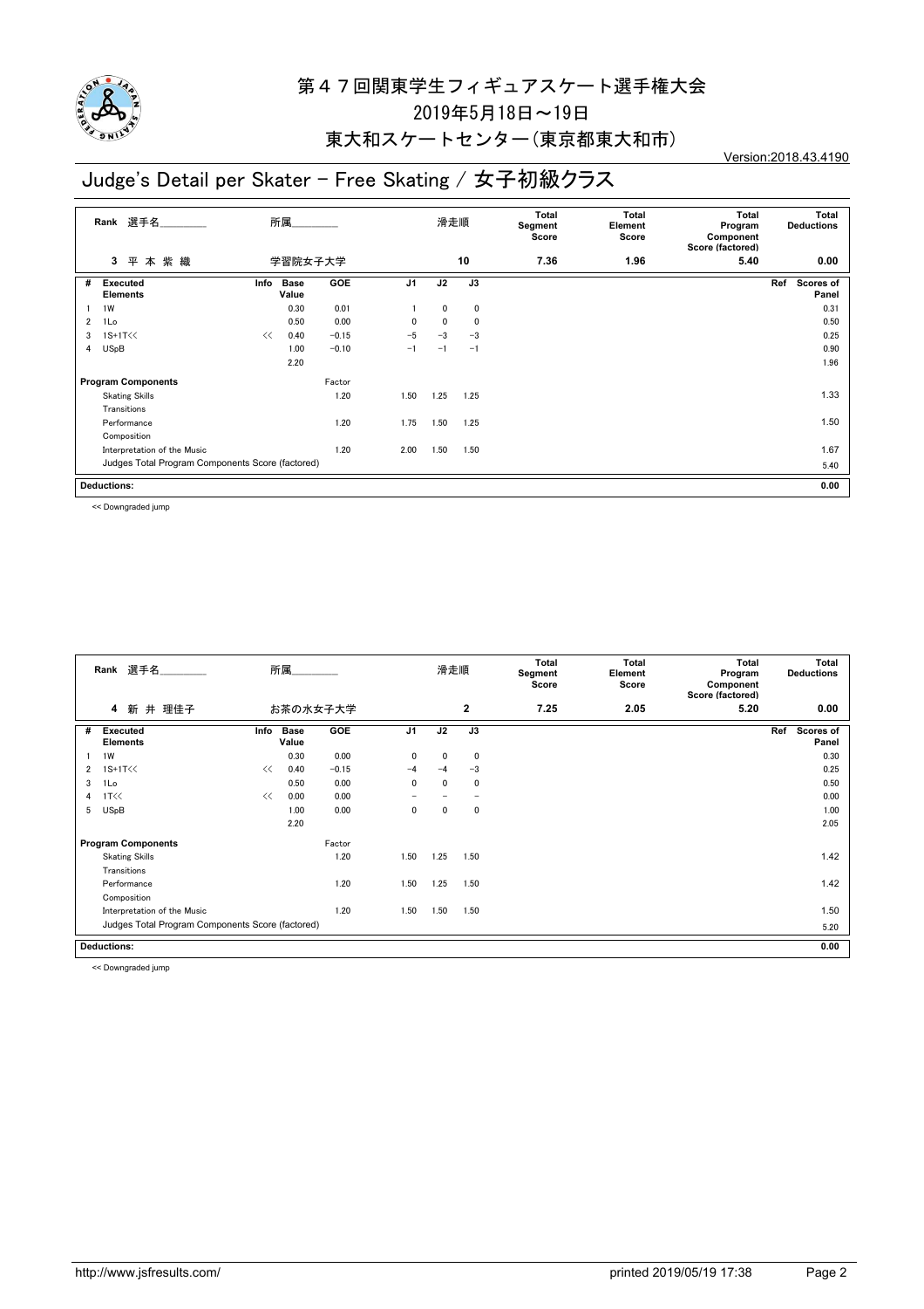# 第４７回関東学生フィギュアスケート選手権大会

2019年5月18日～19日

東大和スケートセンター（東京都東大和市）

Version:2018.43.4190

## Judge's Detail per Skater - Free Skating / 女子初級クラス

| Rank | 選手名 | 所属 | 滑走順 | Total Segment Score | Total Element Score | Total Program Component Score (factored) | Total Deductions |
|---|---|---|---|---|---|---|---|
| 3 | 平 本 紫 織 | 学習院女子大学 | 10 | 7.36 | 1.96 | 5.40 | 0.00 |

| # | Executed Elements | Info | Base Value | GOE | J1 | J2 | J3 | Ref | Scores of Panel |
|---|---|---|---|---|---|---|---|---|---|
| 1 | 1W | | 0.30 | 0.01 | 1 | 0 | 0 | | 0.31 |
| 2 | 1Lo | | 0.50 | 0.00 | 0 | 0 | 0 | | 0.50 |
| 3 | 1S+1T<< | << | 0.40 | −0.15 | −5 | −3 | −3 | | 0.25 |
| 4 | USpB | | 1.00 | −0.10 | −1 | −1 | −1 | | 0.90 |
| | | | 2.20 | | | | | | 1.96 |

| Program Components | Factor | J1 | J2 | J3 | Scores of Panel |
|---|---|---|---|---|---|
| Skating Skills | 1.20 | 1.50 | 1.25 | 1.25 | 1.33 |
| Transitions | | | | | |
| Performance | 1.20 | 1.75 | 1.50 | 1.25 | 1.50 |
| Composition | | | | | |
| Interpretation of the Music | 1.20 | 2.00 | 1.50 | 1.50 | 1.67 |
| Judges Total Program Components Score (factored) | | | | | 5.40 |

**Deductions:** 0.00

<< Downgraded jump

| Rank | 選手名 | 所属 | 滑走順 | Total Segment Score | Total Element Score | Total Program Component Score (factored) | Total Deductions |
|---|---|---|---|---|---|---|---|
| 4 | 新 井 理佳子 | お茶の水女子大学 | 2 | 7.25 | 2.05 | 5.20 | 0.00 |

| # | Executed Elements | Info | Base Value | GOE | J1 | J2 | J3 | Ref | Scores of Panel |
|---|---|---|---|---|---|---|---|---|---|
| 1 | 1W | | 0.30 | 0.00 | 0 | 0 | 0 | | 0.30 |
| 2 | 1S+1T<< | << | 0.40 | −0.15 | −4 | −4 | −3 | | 0.25 |
| 3 | 1Lo | | 0.50 | 0.00 | 0 | 0 | 0 | | 0.50 |
| 4 | 1T<< | << | 0.00 | 0.00 | − | − | − | | 0.00 |
| 5 | USpB | | 1.00 | 0.00 | 0 | 0 | 0 | | 1.00 |
| | | | 2.20 | | | | | | 2.05 |

| Program Components | Factor | J1 | J2 | J3 | Scores of Panel |
|---|---|---|---|---|---|
| Skating Skills | 1.20 | 1.50 | 1.25 | 1.50 | 1.42 |
| Transitions | | | | | |
| Performance | 1.20 | 1.50 | 1.25 | 1.50 | 1.42 |
| Composition | | | | | |
| Interpretation of the Music | 1.20 | 1.50 | 1.50 | 1.50 | 1.50 |
| Judges Total Program Components Score (factored) | | | | | 5.20 |

**Deductions:** 0.00

<< Downgraded jump

http://www.jsfresults.com/ printed 2019/05/19 17:38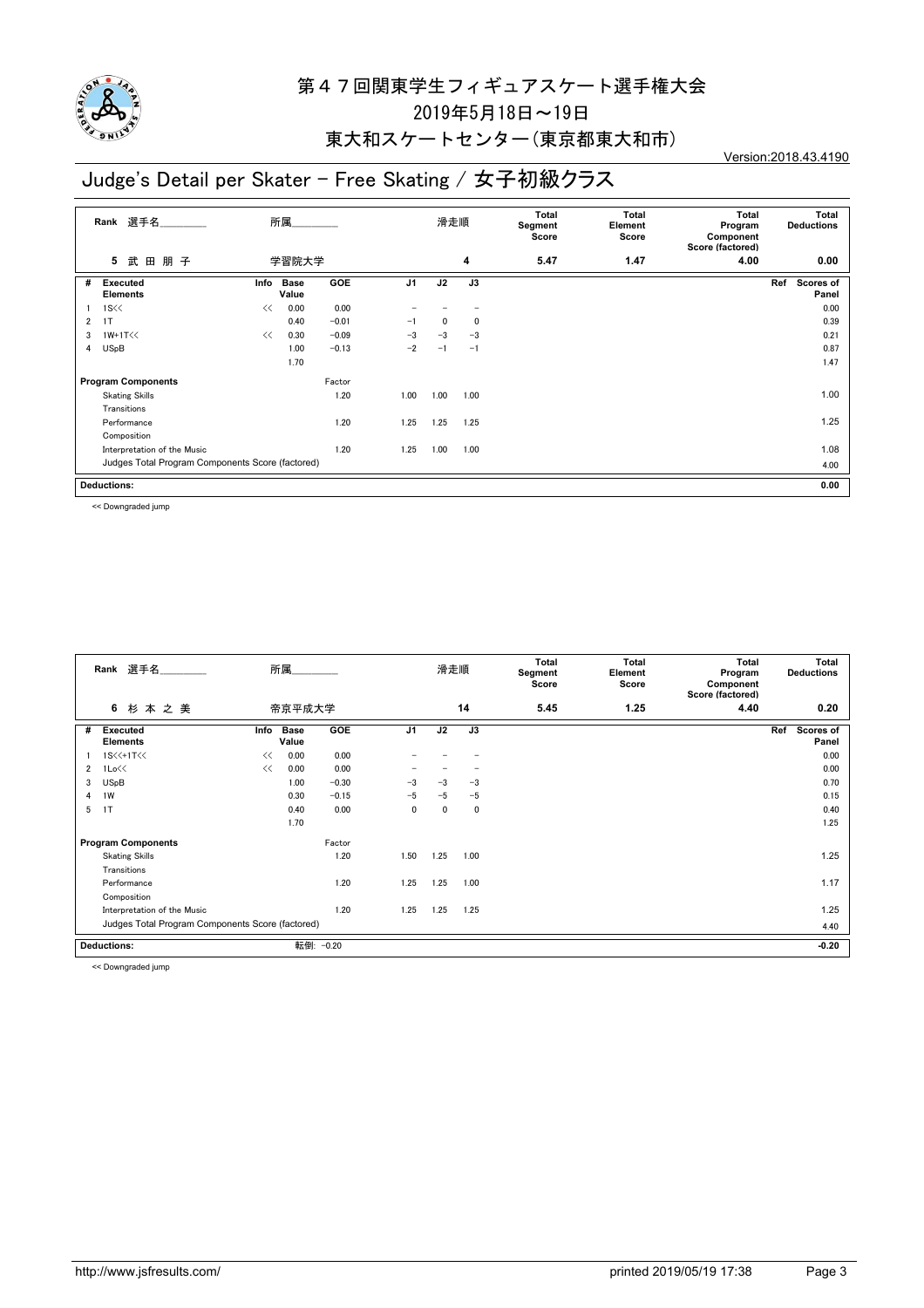# 第４７回関東学生フィギュアスケート選手権大会

2019年5月18日～19日

東大和スケートセンター(東京都東大和市)

Version:2018.43.4190

## Judge's Detail per Skater - Free Skating / 女子初級クラス

| Rank | 選手名 | 所属 | 滑走順 | Total Segment Score | Total Element Score | Total Program Component Score (factored) | Total Deductions |
|---|---|---|---|---|---|---|---|
| 5 | 武 田 朋 子 | 学習院大学 | 4 | 5.47 | 1.47 | 4.00 | 0.00 |

| # | Executed Elements | Info | Base Value | GOE | J1 | J2 | J3 | Ref | Scores of Panel |
|---|---|---|---|---|---|---|---|---|---|
| 1 | 1S<< | << | 0.00 | 0.00 | − | − | − | | 0.00 |
| 2 | 1T | | 0.40 | −0.01 | −1 | 0 | 0 | | 0.39 |
| 3 | 1W+1T<< | << | 0.30 | −0.09 | −3 | −3 | −3 | | 0.21 |
| 4 | USpB | | 1.00 | −0.13 | −2 | −1 | −1 | | 0.87 |
| | | | 1.70 | | | | | | 1.47 |

| Program Components | Factor | J1 | J2 | J3 | Scores of Panel |
|---|---|---|---|---|---|
| Skating Skills | 1.20 | 1.00 | 1.00 | 1.00 | 1.00 |
| Transitions | | | | | |
| Performance | 1.20 | 1.25 | 1.25 | 1.25 | 1.25 |
| Composition | | | | | |
| Interpretation of the Music | 1.20 | 1.25 | 1.00 | 1.00 | 1.08 |
| Judges Total Program Components Score (factored) | | | | | 4.00 |

| Deductions: | 0.00 |
|---|---|

<< Downgraded jump

| Rank | 選手名 | 所属 | 滑走順 | Total Segment Score | Total Element Score | Total Program Component Score (factored) | Total Deductions |
|---|---|---|---|---|---|---|---|
| 6 | 杉 本 之 美 | 帝京平成大学 | 14 | 5.45 | 1.25 | 4.40 | 0.20 |

| # | Executed Elements | Info | Base Value | GOE | J1 | J2 | J3 | Ref | Scores of Panel |
|---|---|---|---|---|---|---|---|---|---|
| 1 | 1S<<+1T<< | << | 0.00 | 0.00 | − | − | − | | 0.00 |
| 2 | 1Lo<< | << | 0.00 | 0.00 | − | − | − | | 0.00 |
| 3 | USpB | | 1.00 | −0.30 | −3 | −3 | −3 | | 0.70 |
| 4 | 1W | | 0.30 | −0.15 | −5 | −5 | −5 | | 0.15 |
| 5 | 1T | | 0.40 | 0.00 | 0 | 0 | 0 | | 0.40 |
| | | | 1.70 | | | | | | 1.25 |

| Program Components | Factor | J1 | J2 | J3 | Scores of Panel |
|---|---|---|---|---|---|
| Skating Skills | 1.20 | 1.50 | 1.25 | 1.00 | 1.25 |
| Transitions | | | | | |
| Performance | 1.20 | 1.25 | 1.25 | 1.00 | 1.17 |
| Composition | | | | | |
| Interpretation of the Music | 1.20 | 1.25 | 1.25 | 1.25 | 1.25 |
| Judges Total Program Components Score (factored) | | | | | 4.40 |

| Deductions: | 転倒: −0.20 | −0.20 |
|---|---|---|

<< Downgraded jump

http://www.jsfresults.com/ printed 2019/05/19 17:38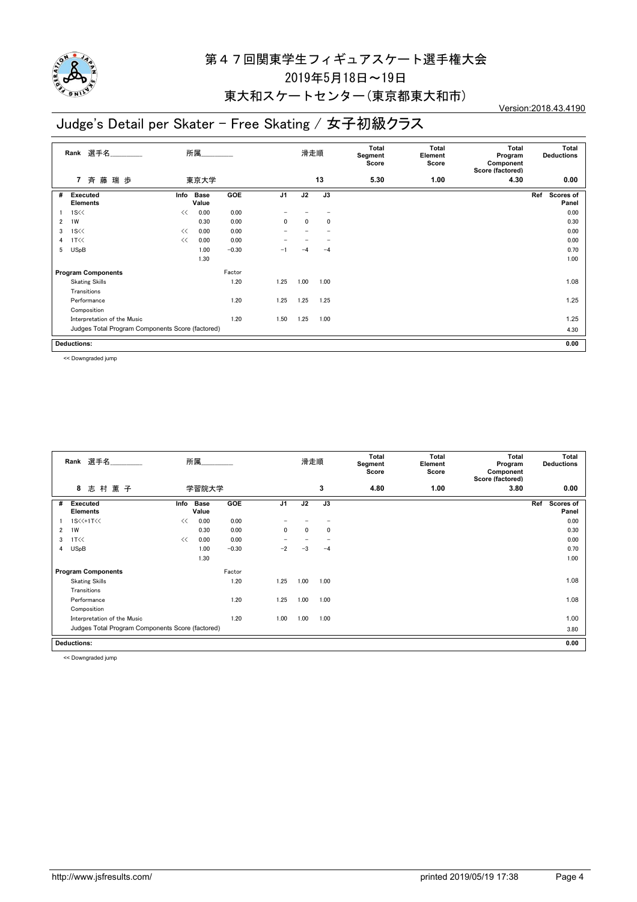# 第４７回関東学生フィギュアスケート選手権大会

2019年5月18日～19日

東大和スケートセンター(東京都東大和市)

Version:2018.43.4190

## Judge's Detail per Skater - Free Skating / 女子初級クラス

| Rank | 選手名 | 所属 | 滑走順 | Total Segment Score | Total Element Score | Total Program Component Score (factored) | Total Deductions |
|---|---|---|---|---|---|---|---|
| 7 | 斉 藤 瑞 歩 | 東京大学 | 13 | 5.30 | 1.00 | 4.30 | 0.00 |

| # | Executed Elements | Info | Base Value | GOE | J1 | J2 | J3 | Ref | Scores of Panel |
|---|---|---|---|---|---|---|---|---|---|
| 1 | 1S<< | << | 0.00 | 0.00 | − | − | − | | 0.00 |
| 2 | 1W | | 0.30 | 0.00 | 0 | 0 | 0 | | 0.30 |
| 3 | 1S<< | << | 0.00 | 0.00 | − | − | − | | 0.00 |
| 4 | 1T<< | << | 0.00 | 0.00 | − | − | − | | 0.00 |
| 5 | USpB | | 1.00 | −0.30 | −1 | −4 | −4 | | 0.70 |
| | | | 1.30 | | | | | | 1.00 |

| Program Components | Factor | J1 | J2 | J3 | Scores of Panel |
|---|---|---|---|---|---|
| Skating Skills | 1.20 | 1.25 | 1.00 | 1.00 | 1.08 |
| Transitions | | | | | |
| Performance | 1.20 | 1.25 | 1.25 | 1.25 | 1.25 |
| Composition | | | | | |
| Interpretation of the Music | 1.20 | 1.50 | 1.25 | 1.00 | 1.25 |
| Judges Total Program Components Score (factored) | | | | | 4.30 |

**Deductions:** 0.00

<< Downgraded jump

| Rank | 選手名 | 所属 | 滑走順 | Total Segment Score | Total Element Score | Total Program Component Score (factored) | Total Deductions |
|---|---|---|---|---|---|---|---|
| 8 | 志 村 薫 子 | 学習院大学 | 3 | 4.80 | 1.00 | 3.80 | 0.00 |

| # | Executed Elements | Info | Base Value | GOE | J1 | J2 | J3 | Ref | Scores of Panel |
|---|---|---|---|---|---|---|---|---|---|
| 1 | 1S<<+1T<< | << | 0.00 | 0.00 | − | − | − | | 0.00 |
| 2 | 1W | | 0.30 | 0.00 | 0 | 0 | 0 | | 0.30 |
| 3 | 1T<< | << | 0.00 | 0.00 | − | − | − | | 0.00 |
| 4 | USpB | | 1.00 | −0.30 | −2 | −3 | −4 | | 0.70 |
| | | | 1.30 | | | | | | 1.00 |

| Program Components | Factor | J1 | J2 | J3 | Scores of Panel |
|---|---|---|---|---|---|
| Skating Skills | 1.20 | 1.25 | 1.00 | 1.00 | 1.08 |
| Transitions | | | | | |
| Performance | 1.20 | 1.25 | 1.00 | 1.00 | 1.08 |
| Composition | | | | | |
| Interpretation of the Music | 1.20 | 1.00 | 1.00 | 1.00 | 1.00 |
| Judges Total Program Components Score (factored) | | | | | 3.80 |

**Deductions:** 0.00

<< Downgraded jump

http://www.jsfresults.com/ printed 2019/05/19 17:38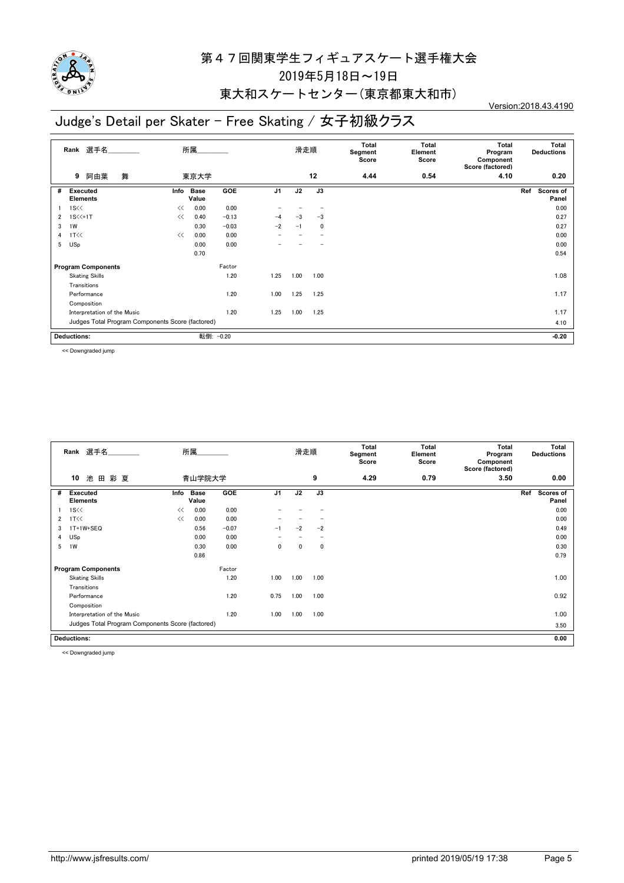# 第４７回関東学生フィギュアスケート選手権大会

2019年5月18日～19日

東大和スケートセンター（東京都東大和市）

Version:2018.43.4190

## Judge's Detail per Skater - Free Skating / 女子初級クラス

| Rank | 選手名 | 所属 | 滑走順 | Total Segment Score | Total Element Score | Total Program Component Score (factored) | Total Deductions |
|---|---|---|---|---|---|---|---|
| 9 | 阿由葉　舞 | 東京大学 | 12 | 4.44 | 0.54 | 4.10 | 0.20 |

| # | Executed Elements | Info | Base Value | GOE | J1 | J2 | J3 | Ref | Scores of Panel |
|---|---|---|---|---|---|---|---|---|---|
| 1 | 1S<< | << | 0.00 | 0.00 | － | － | － | | 0.00 |
| 2 | 1S<<+1T | << | 0.40 | −0.13 | −4 | −3 | −3 | | 0.27 |
| 3 | 1W | | 0.30 | −0.03 | −2 | −1 | 0 | | 0.27 |
| 4 | 1T<< | << | 0.00 | 0.00 | － | － | － | | 0.00 |
| 5 | USp | | 0.00 | 0.00 | － | － | － | | 0.00 |
| | | | 0.70 | | | | | | 0.54 |

| Program Components | Factor | J1 | J2 | J3 | Scores of Panel |
|---|---|---|---|---|---|
| Skating Skills | 1.20 | 1.25 | 1.00 | 1.00 | 1.08 |
| Transitions | | | | | |
| Performance | 1.20 | 1.00 | 1.25 | 1.25 | 1.17 |
| Composition | | | | | |
| Interpretation of the Music | 1.20 | 1.25 | 1.00 | 1.25 | 1.17 |
| Judges Total Program Components Score (factored) | | | | | 4.10 |

| Deductions: | 転倒: −0.20 | −0.20 |
|---|---|---|

<< Downgraded jump

| Rank | 選手名 | 所属 | 滑走順 | Total Segment Score | Total Element Score | Total Program Component Score (factored) | Total Deductions |
|---|---|---|---|---|---|---|---|
| 10 | 池田彩夏 | 青山学院大学 | 9 | 4.29 | 0.79 | 3.50 | 0.00 |

| # | Executed Elements | Info | Base Value | GOE | J1 | J2 | J3 | Ref | Scores of Panel |
|---|---|---|---|---|---|---|---|---|---|
| 1 | 1S<< | << | 0.00 | 0.00 | － | － | － | | 0.00 |
| 2 | 1T<< | << | 0.00 | 0.00 | － | － | － | | 0.00 |
| 3 | 1T+1W+SEQ | | 0.56 | −0.07 | −1 | −2 | −2 | | 0.49 |
| 4 | USp | | 0.00 | 0.00 | － | － | － | | 0.00 |
| 5 | 1W | | 0.30 | 0.00 | 0 | 0 | 0 | | 0.30 |
| | | | 0.86 | | | | | | 0.79 |

| Program Components | Factor | J1 | J2 | J3 | Scores of Panel |
|---|---|---|---|---|---|
| Skating Skills | 1.20 | 1.00 | 1.00 | 1.00 | 1.00 |
| Transitions | | | | | |
| Performance | 1.20 | 0.75 | 1.00 | 1.00 | 0.92 |
| Composition | | | | | |
| Interpretation of the Music | 1.20 | 1.00 | 1.00 | 1.00 | 1.00 |
| Judges Total Program Components Score (factored) | | | | | 3.50 |

| Deductions: | | 0.00 |
|---|---|---|

<< Downgraded jump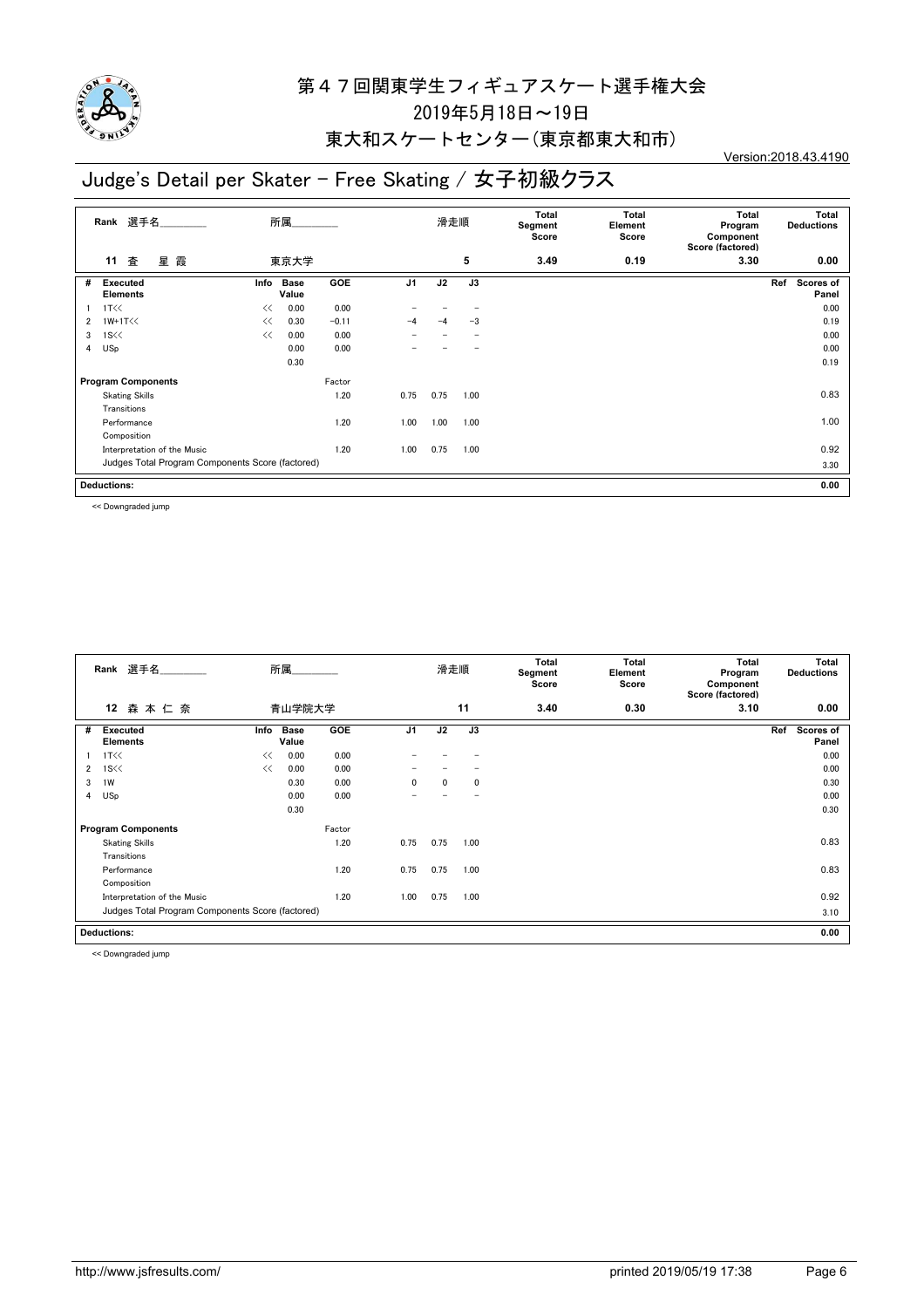# 第４７回関東学生フィギュアスケート選手権大会

2019年5月18日～19日

東大和スケートセンター（東京都東大和市）

Version:2018.43.4190

## Judge's Detail per Skater - Free Skating / 女子初級クラス

| Rank | 選手名 | 所属 | 滑走順 | Total Segment Score | Total Element Score | Total Program Component Score (factored) | Total Deductions |
|---|---|---|---|---|---|---|---|
| 11 | 査　星霞 | 東京大学 | 5 | 3.49 | 0.19 | 3.30 | 0.00 |

| # | Executed Elements | Info | Base Value | GOE | J1 | J2 | J3 | Ref | Scores of Panel |
|---|---|---|---|---|---|---|---|---|---|
| 1 | 1T<< | << | 0.00 | 0.00 | － | － | － | | 0.00 |
| 2 | 1W+1T<< | << | 0.30 | −0.11 | −4 | −4 | −3 | | 0.19 |
| 3 | 1S<< | << | 0.00 | 0.00 | － | － | － | | 0.00 |
| 4 | USp | | 0.00 | 0.00 | － | － | － | | 0.00 |
| | | | 0.30 | | | | | | 0.19 |

| Program Components | Factor | J1 | J2 | J3 | Scores of Panel |
|---|---|---|---|---|---|
| Skating Skills | 1.20 | 0.75 | 0.75 | 1.00 | 0.83 |
| Transitions | | | | | |
| Performance | 1.20 | 1.00 | 1.00 | 1.00 | 1.00 |
| Composition | | | | | |
| Interpretation of the Music | 1.20 | 1.00 | 0.75 | 1.00 | 0.92 |
| Judges Total Program Components Score (factored) | | | | | 3.30 |

**Deductions:** 0.00

<< Downgraded jump

| Rank | 選手名 | 所属 | 滑走順 | Total Segment Score | Total Element Score | Total Program Component Score (factored) | Total Deductions |
|---|---|---|---|---|---|---|---|
| 12 | 森本仁奈 | 青山学院大学 | 11 | 3.40 | 0.30 | 3.10 | 0.00 |

| # | Executed Elements | Info | Base Value | GOE | J1 | J2 | J3 | Ref | Scores of Panel |
|---|---|---|---|---|---|---|---|---|---|
| 1 | 1T<< | << | 0.00 | 0.00 | － | － | － | | 0.00 |
| 2 | 1S<< | << | 0.00 | 0.00 | － | － | － | | 0.00 |
| 3 | 1W | | 0.30 | 0.00 | 0 | 0 | 0 | | 0.30 |
| 4 | USp | | 0.00 | 0.00 | － | － | － | | 0.00 |
| | | | 0.30 | | | | | | 0.30 |

| Program Components | Factor | J1 | J2 | J3 | Scores of Panel |
|---|---|---|---|---|---|
| Skating Skills | 1.20 | 0.75 | 0.75 | 1.00 | 0.83 |
| Transitions | | | | | |
| Performance | 1.20 | 0.75 | 0.75 | 1.00 | 0.83 |
| Composition | | | | | |
| Interpretation of the Music | 1.20 | 1.00 | 0.75 | 1.00 | 0.92 |
| Judges Total Program Components Score (factored) | | | | | 3.10 |

**Deductions:** 0.00

<< Downgraded jump

http://www.jsfresults.com/　　printed 2019/05/19 17:38